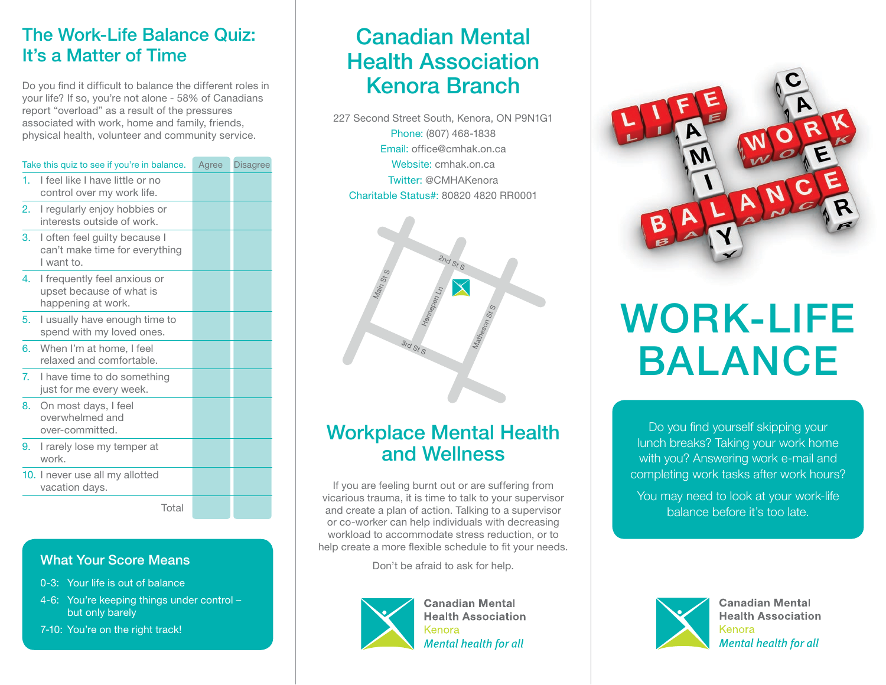## The Work-Life Balance Quiz: It's a Matter of Time

Do you find it difficult to balance the different roles in your life? If so, you're not alone - 58% of Canadians report "overload" as a result of the pressures associated with work, home and family, friends, physical health, volunteer and community service.

| Take this quiz to see if you're in balance. | Agree | Disagree |
|---|---|---|
| 1. I feel like I have little or no control over my work life. | | |
| 2. I regularly enjoy hobbies or interests outside of work. | | |
| 3. I often feel guilty because I can't make time for everything I want to. | | |
| 4. I frequently feel anxious or upset because of what is happening at work. | | |
| 5. I usually have enough time to spend with my loved ones. | | |
| 6. When I'm at home, I feel relaxed and comfortable. | | |
| 7. I have time to do something just for me every week. | | |
| 8. On most days, I feel overwhelmed and over-committed. | | |
| 9. I rarely lose my temper at work. | | |
| 10. I never use all my allotted vacation days. | | |
| Total | | |

### What Your Score Means

- 0-3: Your life is out of balance
- 4-6: You're keeping things under control – but only barely
- 7-10: You're on the right track!

## Canadian Mental Health Association Kenora Branch

227 Second Street South, Kenora, ON P9N1G1
Phone: (807) 468-1838
Email: office@cmhak.on.ca
Website: cmhak.on.ca
Twitter: @CMHAKenora
Charitable Status#: 80820 4820 RR0001

Main St S · 2nd St S · Hennepen Ln · Matheson St S · 3rd St S

## Workplace Mental Health and Wellness

If you are feeling burnt out or are suffering from vicarious trauma, it is time to talk to your supervisor and create a plan of action. Talking to a supervisor or co-worker can help individuals with decreasing workload to accommodate stress reduction, or to help create a more flexible schedule to fit your needs.

Don't be afraid to ask for help.

**Canadian Mental Health Association**
Kenora
*Mental health for all*

# WORK-LIFE BALANCE

Do you find yourself skipping your lunch breaks? Taking your work home with you? Answering work e-mail and completing work tasks after work hours?

You may need to look at your work-life balance before it's too late.

**Canadian Mental Health Association**
Kenora
*Mental health for all*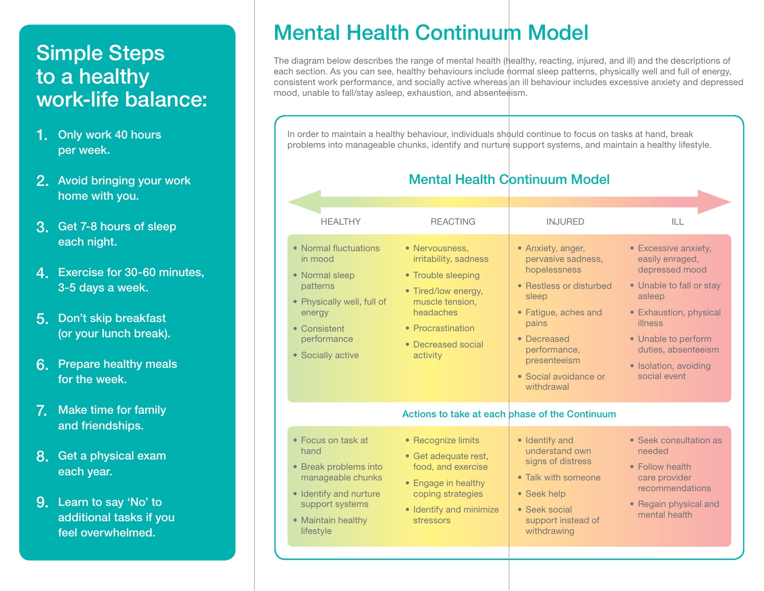## Simple Steps to a healthy work-life balance:

1. Only work 40 hours per week.
2. Avoid bringing your work home with you.
3. Get 7-8 hours of sleep each night.
4. Exercise for 30-60 minutes, 3-5 days a week.
5. Don't skip breakfast (or your lunch break).
6. Prepare healthy meals for the week.
7. Make time for family and friendships.
8. Get a physical exam each year.
9. Learn to say 'No' to additional tasks if you feel overwhelmed.

# Mental Health Continuum Model

The diagram below describes the range of mental health (healthy, reacting, injured, and ill) and the descriptions of each section. As you can see, healthy behaviours include normal sleep patterns, physically well and full of energy, consistent work performance, and socially active whereas an ill behaviour includes excessive anxiety and depressed mood, unable to fall/stay asleep, exhaustion, and absenteeism.

In order to maintain a healthy behaviour, individuals should continue to focus on tasks at hand, break problems into manageable chunks, identify and nurture support systems, and maintain a healthy lifestyle.

### Mental Health Continuum Model

| HEALTHY | REACTING | INJURED | ILL |
| --- | --- | --- | --- |
| • Normal fluctuations in mood<br>• Normal sleep patterns<br>• Physically well, full of energy<br>• Consistent performance<br>• Socially active | • Nervousness, irritability, sadness<br>• Trouble sleeping<br>• Tired/low energy, muscle tension, headaches<br>• Procrastination<br>• Decreased social activity | • Anxiety, anger, pervasive sadness, hopelessness<br>• Restless or disturbed sleep<br>• Fatigue, aches and pains<br>• Decreased performance, presenteeism<br>• Social avoidance or withdrawal | • Excessive anxiety, easily enraged, depressed mood<br>• Unable to fall or stay asleep<br>• Exhaustion, physical illness<br>• Unable to perform duties, absenteeism<br>• Isolation, avoiding social event |

**Actions to take at each phase of the Continuum**

| HEALTHY | REACTING | INJURED | ILL |
| --- | --- | --- | --- |
| • Focus on task at hand<br>• Break problems into manageable chunks<br>• Identify and nurture support systems<br>• Maintain healthy lifestyle | • Recognize limits<br>• Get adequate rest, food, and exercise<br>• Engage in healthy coping strategies<br>• Identify and minimize stressors | • Identify and understand own signs of distress<br>• Talk with someone<br>• Seek help<br>• Seek social support instead of withdrawing | • Seek consultation as needed<br>• Follow health care provider recommendations<br>• Regain physical and mental health |